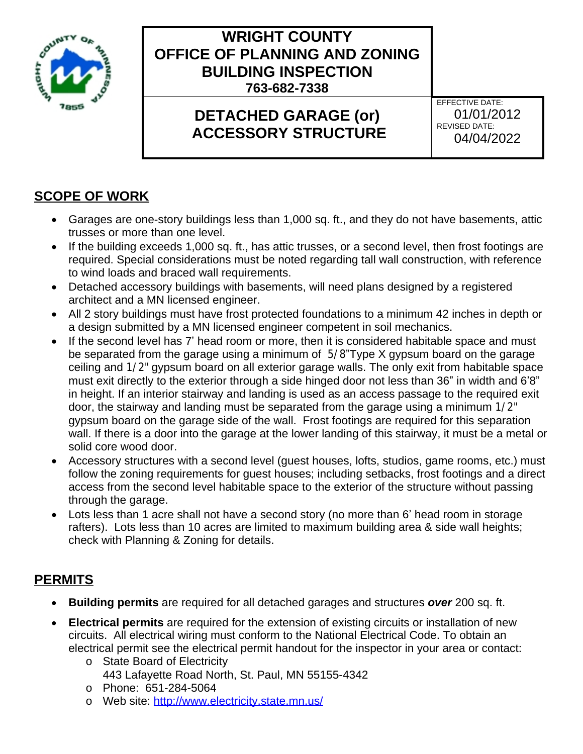# WRIGHT COUNTY OFFICE OF PLANNING AND ZONING BUILDING INSPECTION

**763-682-7338**

## DETACHED GARAGE (or) ACCESSORY STRUCTURE

EFFECTIVE DATE: 01/01/2012
REVISED DATE: 04/04/2022

## SCOPE OF WORK

- Garages are one-story buildings less than 1,000 sq. ft., and they do not have basements, attic trusses or more than one level.
- If the building exceeds 1,000 sq. ft., has attic trusses, or a second level, then frost footings are required. Special considerations must be noted regarding tall wall construction, with reference to wind loads and braced wall requirements.
- Detached accessory buildings with basements, will need plans designed by a registered architect and a MN licensed engineer.
- All 2 story buildings must have frost protected foundations to a minimum 42 inches in depth or a design submitted by a MN licensed engineer competent in soil mechanics.
- If the second level has 7' head room or more, then it is considered habitable space and must be separated from the garage using a minimum of 5/8"Type X gypsum board on the garage ceiling and 1/2" gypsum board on all exterior garage walls. The only exit from habitable space must exit directly to the exterior through a side hinged door not less than 36" in width and 6'8" in height. If an interior stairway and landing is used as an access passage to the required exit door, the stairway and landing must be separated from the garage using a minimum 1/2" gypsum board on the garage side of the wall. Frost footings are required for this separation wall. If there is a door into the garage at the lower landing of this stairway, it must be a metal or solid core wood door.
- Accessory structures with a second level (guest houses, lofts, studios, game rooms, etc.) must follow the zoning requirements for guest houses; including setbacks, frost footings and a direct access from the second level habitable space to the exterior of the structure without passing through the garage.
- Lots less than 1 acre shall not have a second story (no more than 6' head room in storage rafters). Lots less than 10 acres are limited to maximum building area & side wall heights; check with Planning & Zoning for details.

## PERMITS

- **Building permits** are required for all detached garages and structures ***over*** 200 sq. ft.
- **Electrical permits** are required for the extension of existing circuits or installation of new circuits. All electrical wiring must conform to the National Electrical Code. To obtain an electrical permit see the electrical permit handout for the inspector in your area or contact:
  - State Board of Electricity
    443 Lafayette Road North, St. Paul, MN 55155-4342
  - Phone: 651-284-5064
  - Web site: http://www.electricity.state.mn.us/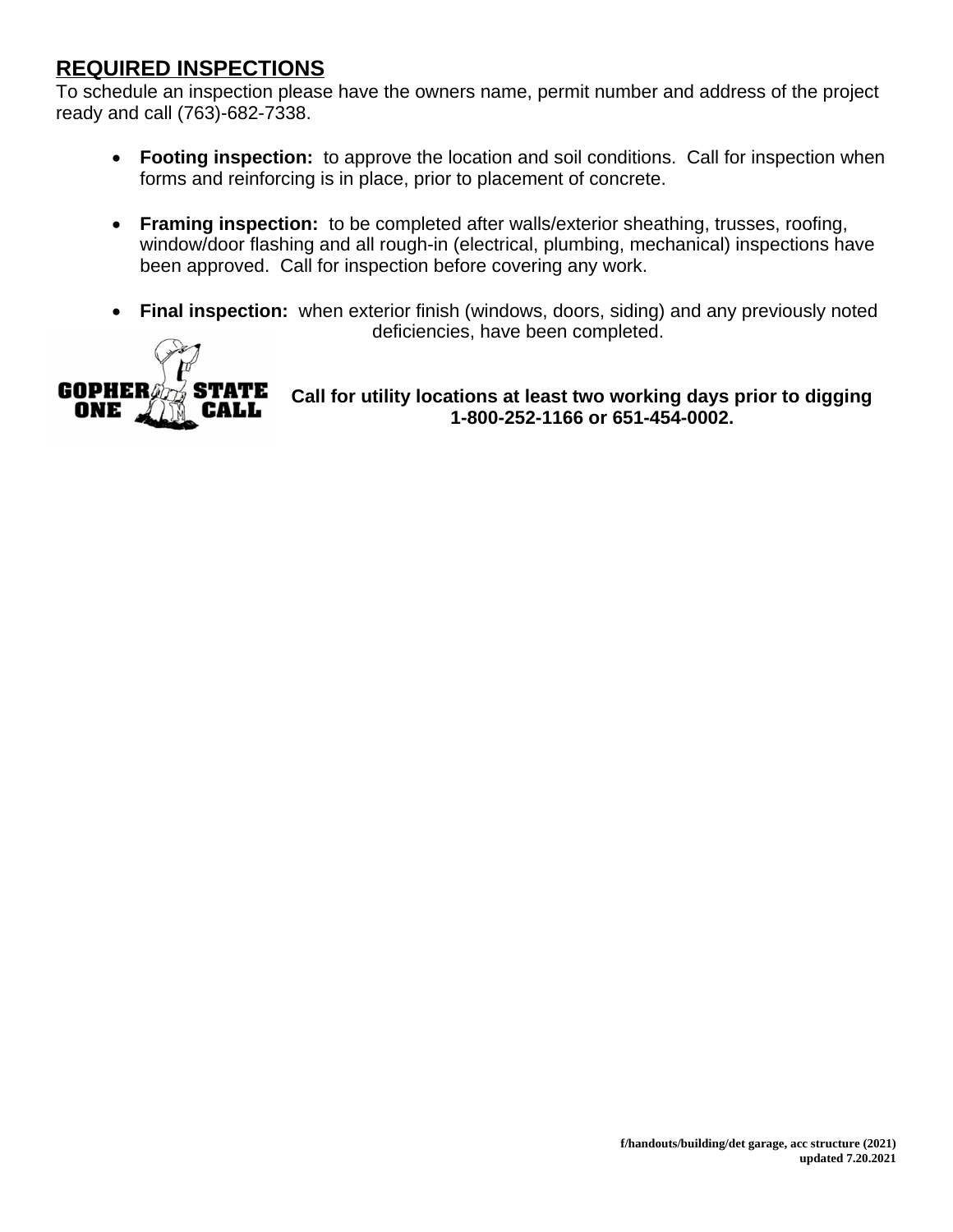## REQUIRED INSPECTIONS

To schedule an inspection please have the owners name, permit number and address of the project ready and call (763)-682-7338.

- **Footing inspection:** to approve the location and soil conditions. Call for inspection when forms and reinforcing is in place, prior to placement of concrete.

- **Framing inspection:** to be completed after walls/exterior sheathing, trusses, roofing, window/door flashing and all rough-in (electrical, plumbing, mechanical) inspections have been approved. Call for inspection before covering any work.

- **Final inspection:** when exterior finish (windows, doors, siding) and any previously noted deficiencies, have been completed.

GOPHER STATE ONE CALL

**Call for utility locations at least two working days prior to digging 1-800-252-1166 or 651-454-0002.**

**f/handouts/building/det garage, acc structure (2021)**
**updated 7.20.2021**